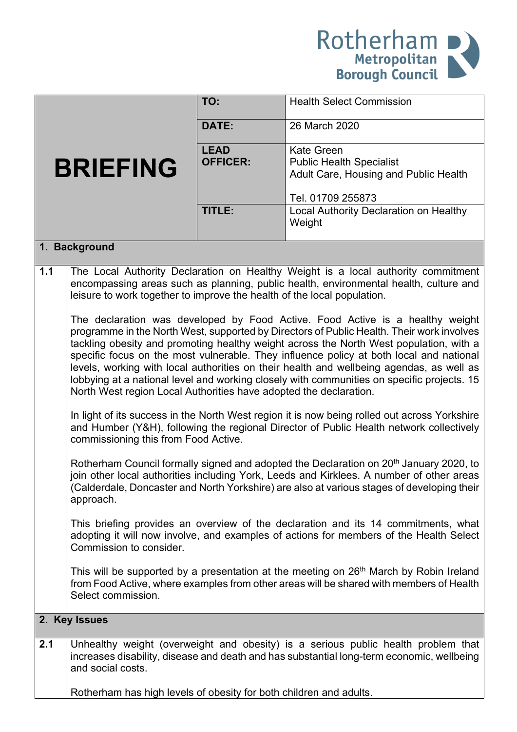Rotherham Metropolitan Borough Council

| BRIEFING | | |
|---|---|---|
| | **TO:** | Health Select Commission |
| | **DATE:** | 26 March 2020 |
| | **LEAD OFFICER:** | Kate Green<br>Public Health Specialist<br>Adult Care, Housing and Public Health<br><br>Tel. 01709 255873 |
| | **TITLE:** | Local Authority Declaration on Healthy Weight |

## 1. Background

**1.1** The Local Authority Declaration on Healthy Weight is a local authority commitment encompassing areas such as planning, public health, environmental health, culture and leisure to work together to improve the health of the local population.

The declaration was developed by Food Active. Food Active is a healthy weight programme in the North West, supported by Directors of Public Health. Their work involves tackling obesity and promoting healthy weight across the North West population, with a specific focus on the most vulnerable. They influence policy at both local and national levels, working with local authorities on their health and wellbeing agendas, as well as lobbying at a national level and working closely with communities on specific projects. 15 North West region Local Authorities have adopted the declaration.

In light of its success in the North West region it is now being rolled out across Yorkshire and Humber (Y&H), following the regional Director of Public Health network collectively commissioning this from Food Active.

Rotherham Council formally signed and adopted the Declaration on 20th January 2020, to join other local authorities including York, Leeds and Kirklees. A number of other areas (Calderdale, Doncaster and North Yorkshire) are also at various stages of developing their approach.

This briefing provides an overview of the declaration and its 14 commitments, what adopting it will now involve, and examples of actions for members of the Health Select Commission to consider.

This will be supported by a presentation at the meeting on 26th March by Robin Ireland from Food Active, where examples from other areas will be shared with members of Health Select commission.

## 2. Key Issues

**2.1** Unhealthy weight (overweight and obesity) is a serious public health problem that increases disability, disease and death and has substantial long-term economic, wellbeing and social costs.

Rotherham has high levels of obesity for both children and adults.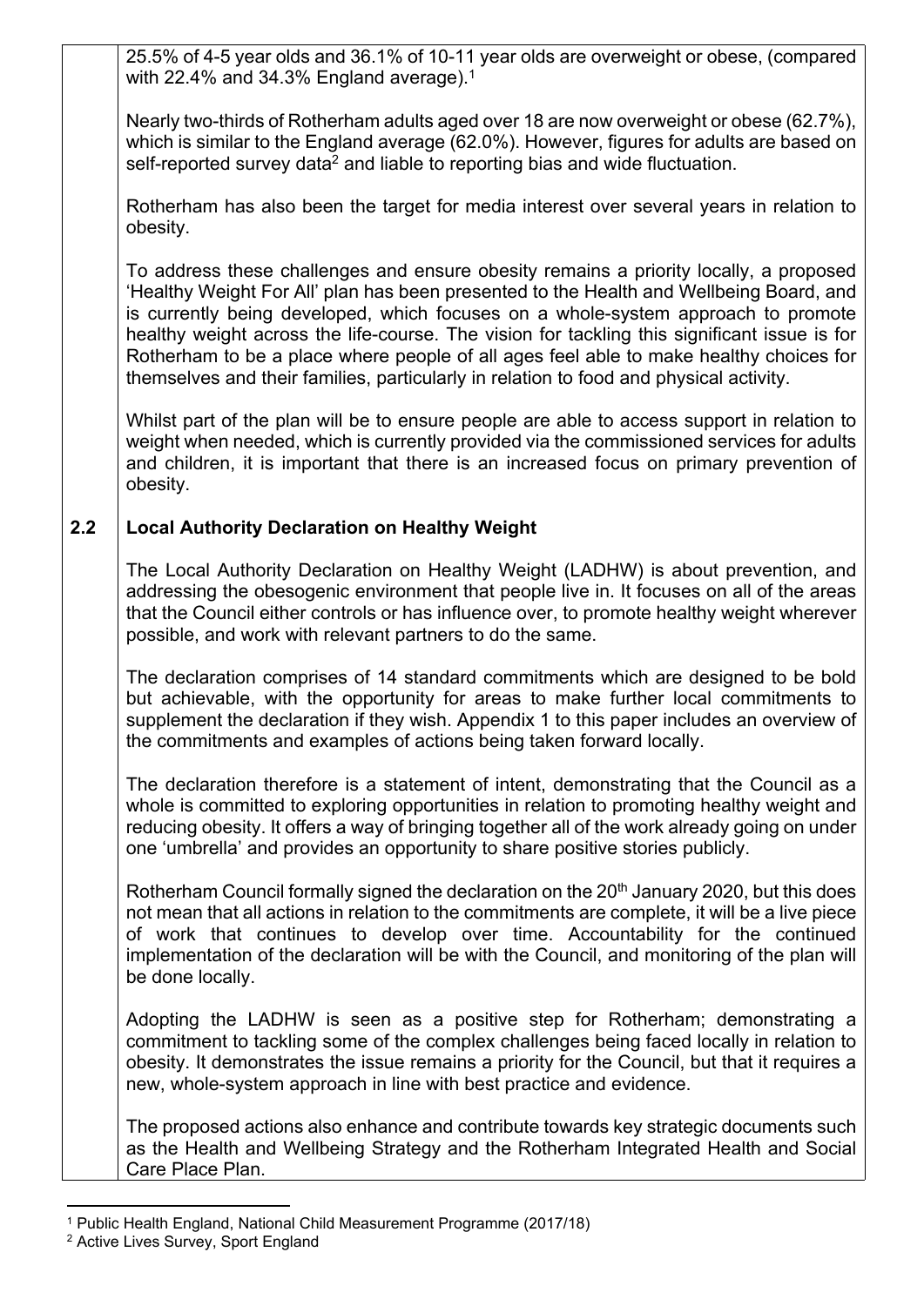25.5% of 4-5 year olds and 36.1% of 10-11 year olds are overweight or obese, (compared with 22.4% and 34.3% England average).[1]

Nearly two-thirds of Rotherham adults aged over 18 are now overweight or obese (62.7%), which is similar to the England average (62.0%). However, figures for adults are based on self-reported survey data[2] and liable to reporting bias and wide fluctuation.

Rotherham has also been the target for media interest over several years in relation to obesity.

To address these challenges and ensure obesity remains a priority locally, a proposed 'Healthy Weight For All' plan has been presented to the Health and Wellbeing Board, and is currently being developed, which focuses on a whole-system approach to promote healthy weight across the life-course. The vision for tackling this significant issue is for Rotherham to be a place where people of all ages feel able to make healthy choices for themselves and their families, particularly in relation to food and physical activity.

Whilst part of the plan will be to ensure people are able to access support in relation to weight when needed, which is currently provided via the commissioned services for adults and children, it is important that there is an increased focus on primary prevention of obesity.

## 2.2 Local Authority Declaration on Healthy Weight

The Local Authority Declaration on Healthy Weight (LADHW) is about prevention, and addressing the obesogenic environment that people live in. It focuses on all of the areas that the Council either controls or has influence over, to promote healthy weight wherever possible, and work with relevant partners to do the same.

The declaration comprises of 14 standard commitments which are designed to be bold but achievable, with the opportunity for areas to make further local commitments to supplement the declaration if they wish. Appendix 1 to this paper includes an overview of the commitments and examples of actions being taken forward locally.

The declaration therefore is a statement of intent, demonstrating that the Council as a whole is committed to exploring opportunities in relation to promoting healthy weight and reducing obesity. It offers a way of bringing together all of the work already going on under one 'umbrella' and provides an opportunity to share positive stories publicly.

Rotherham Council formally signed the declaration on the 20th January 2020, but this does not mean that all actions in relation to the commitments are complete, it will be a live piece of work that continues to develop over time. Accountability for the continued implementation of the declaration will be with the Council, and monitoring of the plan will be done locally.

Adopting the LADHW is seen as a positive step for Rotherham; demonstrating a commitment to tackling some of the complex challenges being faced locally in relation to obesity. It demonstrates the issue remains a priority for the Council, but that it requires a new, whole-system approach in line with best practice and evidence.

The proposed actions also enhance and contribute towards key strategic documents such as the Health and Wellbeing Strategy and the Rotherham Integrated Health and Social Care Place Plan.

---

[1] Public Health England, National Child Measurement Programme (2017/18)

[2] Active Lives Survey, Sport England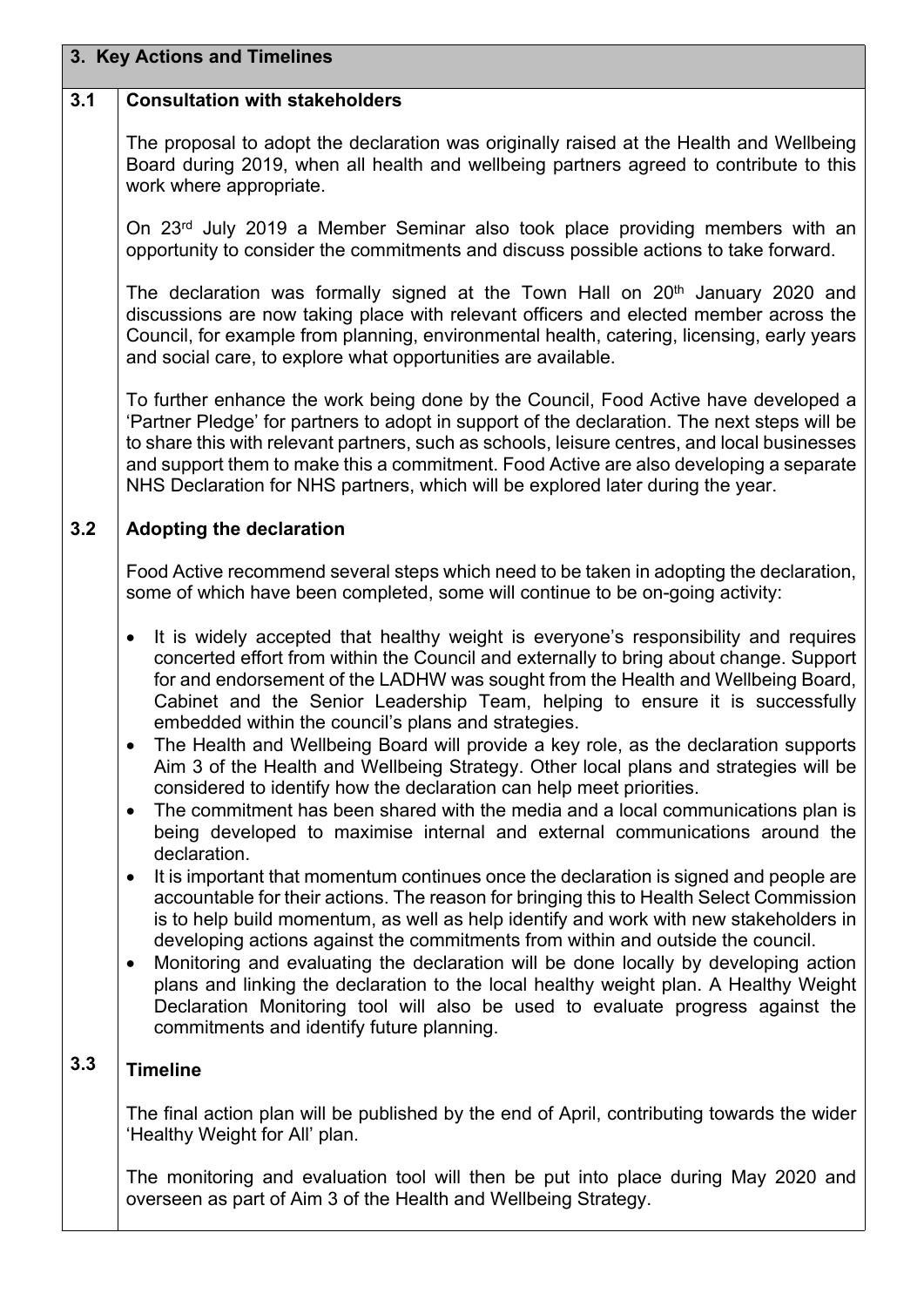## 3. Key Actions and Timelines

### 3.1 Consultation with stakeholders

The proposal to adopt the declaration was originally raised at the Health and Wellbeing Board during 2019, when all health and wellbeing partners agreed to contribute to this work where appropriate.

On 23rd July 2019 a Member Seminar also took place providing members with an opportunity to consider the commitments and discuss possible actions to take forward.

The declaration was formally signed at the Town Hall on 20th January 2020 and discussions are now taking place with relevant officers and elected member across the Council, for example from planning, environmental health, catering, licensing, early years and social care, to explore what opportunities are available.

To further enhance the work being done by the Council, Food Active have developed a 'Partner Pledge' for partners to adopt in support of the declaration. The next steps will be to share this with relevant partners, such as schools, leisure centres, and local businesses and support them to make this a commitment. Food Active are also developing a separate NHS Declaration for NHS partners, which will be explored later during the year.

### 3.2 Adopting the declaration

Food Active recommend several steps which need to be taken in adopting the declaration, some of which have been completed, some will continue to be on-going activity:

- It is widely accepted that healthy weight is everyone's responsibility and requires concerted effort from within the Council and externally to bring about change. Support for and endorsement of the LADHW was sought from the Health and Wellbeing Board, Cabinet and the Senior Leadership Team, helping to ensure it is successfully embedded within the council's plans and strategies.
- The Health and Wellbeing Board will provide a key role, as the declaration supports Aim 3 of the Health and Wellbeing Strategy. Other local plans and strategies will be considered to identify how the declaration can help meet priorities.
- The commitment has been shared with the media and a local communications plan is being developed to maximise internal and external communications around the declaration.
- It is important that momentum continues once the declaration is signed and people are accountable for their actions. The reason for bringing this to Health Select Commission is to help build momentum, as well as help identify and work with new stakeholders in developing actions against the commitments from within and outside the council.
- Monitoring and evaluating the declaration will be done locally by developing action plans and linking the declaration to the local healthy weight plan. A Healthy Weight Declaration Monitoring tool will also be used to evaluate progress against the commitments and identify future planning.

### 3.3 Timeline

The final action plan will be published by the end of April, contributing towards the wider 'Healthy Weight for All' plan.

The monitoring and evaluation tool will then be put into place during May 2020 and overseen as part of Aim 3 of the Health and Wellbeing Strategy.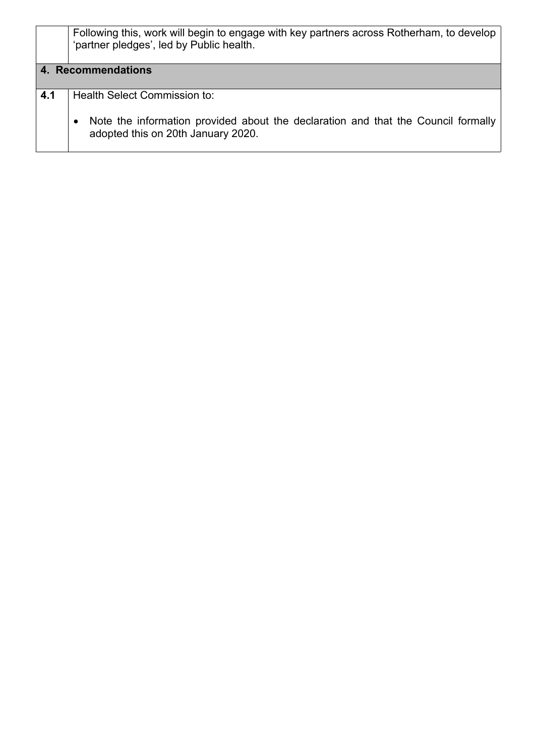| | |
|---|---|
| | Following this, work will begin to engage with key partners across Rotherham, to develop 'partner pledges', led by Public health. |
| **4. Recommendations** | |
| **4.1** | Health Select Commission to:<br><br>• Note the information provided about the declaration and that the Council formally adopted this on 20th January 2020. |